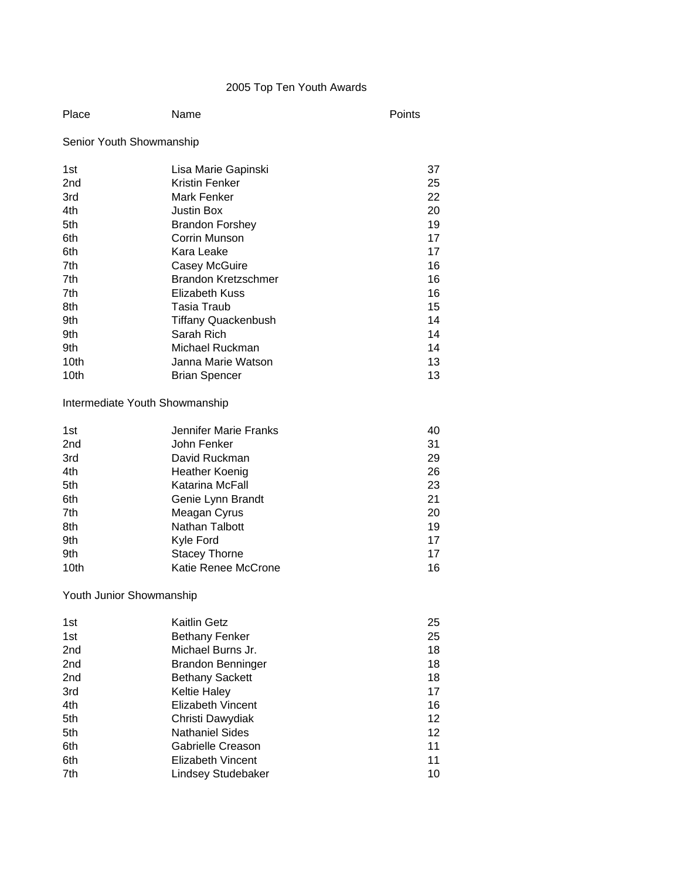# 2005 Top Ten Youth Awards

| Place | Name | Points |
|---|---|---|
| **Senior Youth Showmanship** | | |
| 1st | Lisa Marie Gapinski | 37 |
| 2nd | Kristin Fenker | 25 |
| 3rd | Mark Fenker | 22 |
| 4th | Justin Box | 20 |
| 5th | Brandon Forshey | 19 |
| 6th | Corrin Munson | 17 |
| 6th | Kara Leake | 17 |
| 7th | Casey McGuire | 16 |
| 7th | Brandon Kretzschmer | 16 |
| 7th | Elizabeth Kuss | 16 |
| 8th | Tasia Traub | 15 |
| 9th | Tiffany Quackenbush | 14 |
| 9th | Sarah Rich | 14 |
| 9th | Michael Ruckman | 14 |
| 10th | Janna Marie Watson | 13 |
| 10th | Brian Spencer | 13 |
| **Intermediate Youth Showmanship** | | |
| 1st | Jennifer Marie Franks | 40 |
| 2nd | John Fenker | 31 |
| 3rd | David Ruckman | 29 |
| 4th | Heather Koenig | 26 |
| 5th | Katarina McFall | 23 |
| 6th | Genie Lynn Brandt | 21 |
| 7th | Meagan Cyrus | 20 |
| 8th | Nathan Talbott | 19 |
| 9th | Kyle Ford | 17 |
| 9th | Stacey Thorne | 17 |
| 10th | Katie Renee McCrone | 16 |
| **Youth Junior Showmanship** | | |
| 1st | Kaitlin Getz | 25 |
| 1st | Bethany Fenker | 25 |
| 2nd | Michael Burns Jr. | 18 |
| 2nd | Brandon Benninger | 18 |
| 2nd | Bethany Sackett | 18 |
| 3rd | Keltie Haley | 17 |
| 4th | Elizabeth Vincent | 16 |
| 5th | Christi Dawydiak | 12 |
| 5th | Nathaniel Sides | 12 |
| 6th | Gabrielle Creason | 11 |
| 6th | Elizabeth Vincent | 11 |
| 7th | Lindsey Studebaker | 10 |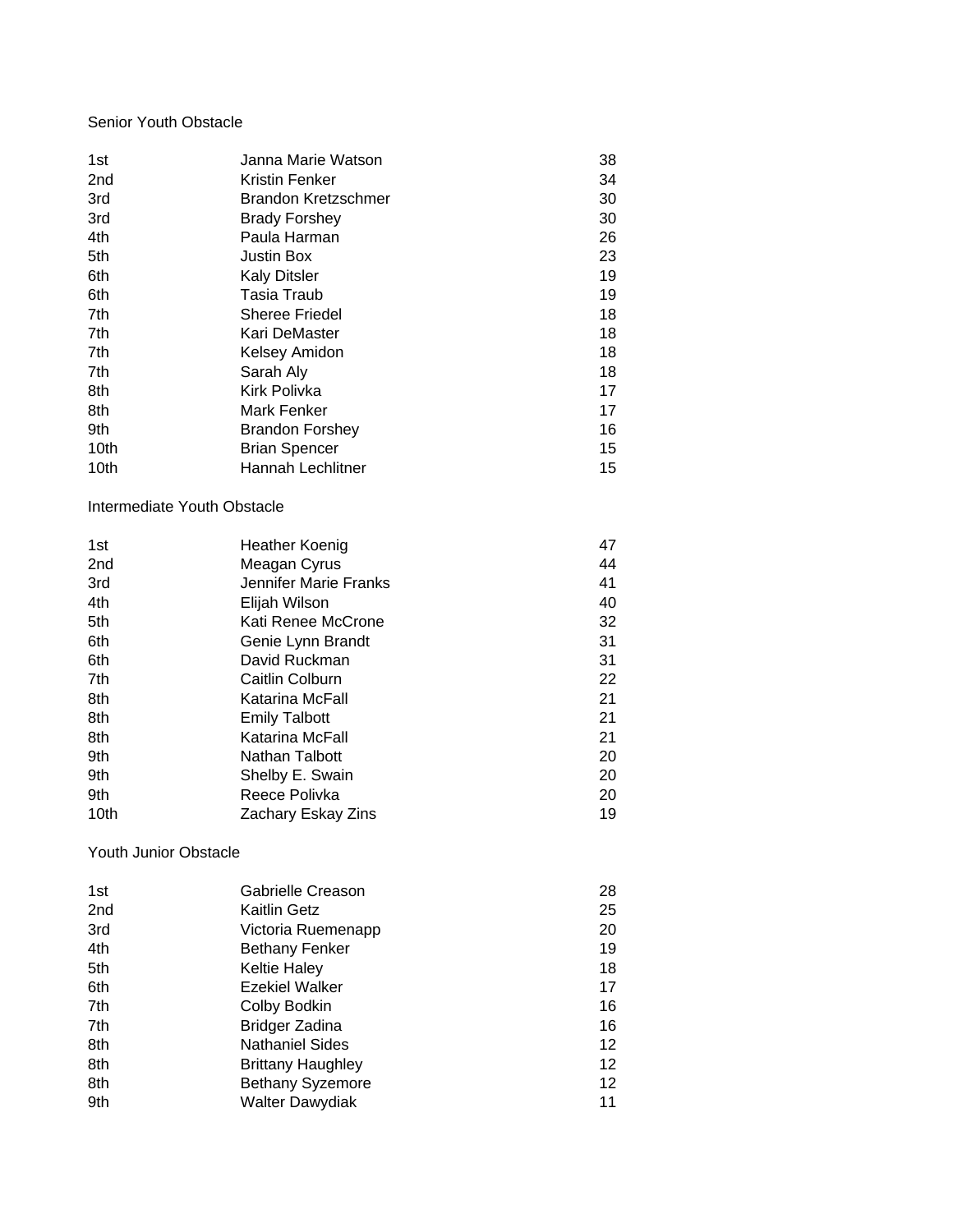Senior Youth Obstacle

| | | |
|---|---|---|
| 1st | Janna Marie Watson | 38 |
| 2nd | Kristin Fenker | 34 |
| 3rd | Brandon Kretzschmer | 30 |
| 3rd | Brady Forshey | 30 |
| 4th | Paula Harman | 26 |
| 5th | Justin Box | 23 |
| 6th | Kaly Ditsler | 19 |
| 6th | Tasia Traub | 19 |
| 7th | Sheree Friedel | 18 |
| 7th | Kari DeMaster | 18 |
| 7th | Kelsey Amidon | 18 |
| 7th | Sarah Aly | 18 |
| 8th | Kirk Polivka | 17 |
| 8th | Mark Fenker | 17 |
| 9th | Brandon Forshey | 16 |
| 10th | Brian Spencer | 15 |
| 10th | Hannah Lechlitner | 15 |

Intermediate Youth Obstacle

| | | |
|---|---|---|
| 1st | Heather Koenig | 47 |
| 2nd | Meagan Cyrus | 44 |
| 3rd | Jennifer Marie Franks | 41 |
| 4th | Elijah Wilson | 40 |
| 5th | Kati Renee McCrone | 32 |
| 6th | Genie Lynn Brandt | 31 |
| 6th | David Ruckman | 31 |
| 7th | Caitlin Colburn | 22 |
| 8th | Katarina McFall | 21 |
| 8th | Emily Talbott | 21 |
| 8th | Katarina McFall | 21 |
| 9th | Nathan Talbott | 20 |
| 9th | Shelby E. Swain | 20 |
| 9th | Reece Polivka | 20 |
| 10th | Zachary Eskay Zins | 19 |

Youth Junior Obstacle

| | | |
|---|---|---|
| 1st | Gabrielle Creason | 28 |
| 2nd | Kaitlin Getz | 25 |
| 3rd | Victoria Ruemenapp | 20 |
| 4th | Bethany Fenker | 19 |
| 5th | Keltie Haley | 18 |
| 6th | Ezekiel Walker | 17 |
| 7th | Colby Bodkin | 16 |
| 7th | Bridger Zadina | 16 |
| 8th | Nathaniel Sides | 12 |
| 8th | Brittany Haughley | 12 |
| 8th | Bethany Syzemore | 12 |
| 9th | Walter Dawydiak | 11 |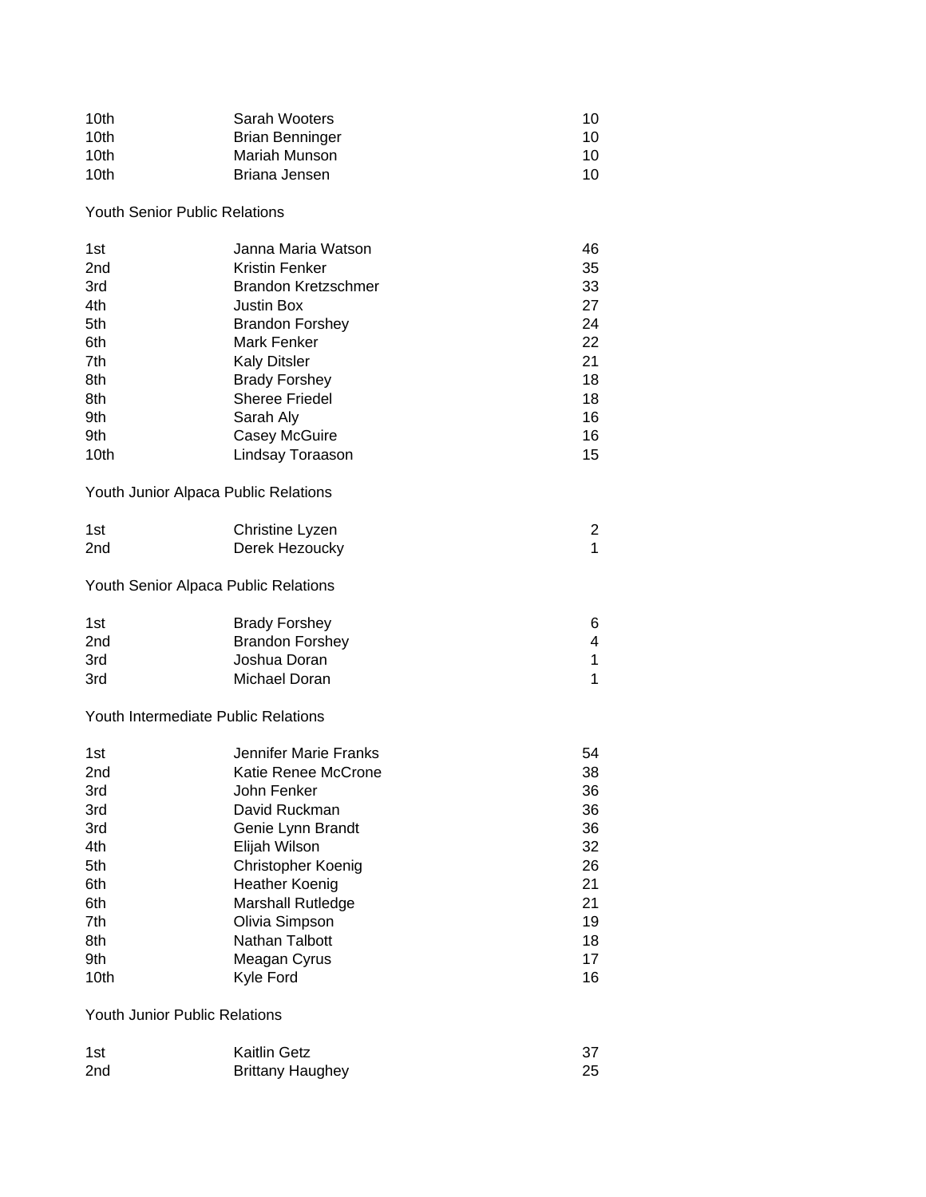| | | |
|---|---|---|
| 10th | Sarah Wooters | 10 |
| 10th | Brian Benninger | 10 |
| 10th | Mariah Munson | 10 |
| 10th | Briana Jensen | 10 |

Youth Senior Public Relations

| | | |
|---|---|---|
| 1st | Janna Maria Watson | 46 |
| 2nd | Kristin Fenker | 35 |
| 3rd | Brandon Kretzschmer | 33 |
| 4th | Justin Box | 27 |
| 5th | Brandon Forshey | 24 |
| 6th | Mark Fenker | 22 |
| 7th | Kaly Ditsler | 21 |
| 8th | Brady Forshey | 18 |
| 8th | Sheree Friedel | 18 |
| 9th | Sarah Aly | 16 |
| 9th | Casey McGuire | 16 |
| 10th | Lindsay Toraason | 15 |

Youth Junior Alpaca Public Relations

| | | |
|---|---|---|
| 1st | Christine Lyzen | 2 |
| 2nd | Derek Hezoucky | 1 |

Youth Senior Alpaca Public Relations

| | | |
|---|---|---|
| 1st | Brady Forshey | 6 |
| 2nd | Brandon Forshey | 4 |
| 3rd | Joshua Doran | 1 |
| 3rd | Michael Doran | 1 |

Youth Intermediate Public Relations

| | | |
|---|---|---|
| 1st | Jennifer Marie Franks | 54 |
| 2nd | Katie Renee McCrone | 38 |
| 3rd | John Fenker | 36 |
| 3rd | David Ruckman | 36 |
| 3rd | Genie Lynn Brandt | 36 |
| 4th | Elijah Wilson | 32 |
| 5th | Christopher Koenig | 26 |
| 6th | Heather Koenig | 21 |
| 6th | Marshall Rutledge | 21 |
| 7th | Olivia Simpson | 19 |
| 8th | Nathan Talbott | 18 |
| 9th | Meagan Cyrus | 17 |
| 10th | Kyle Ford | 16 |

Youth Junior Public Relations

| | | |
|---|---|---|
| 1st | Kaitlin Getz | 37 |
| 2nd | Brittany Haughey | 25 |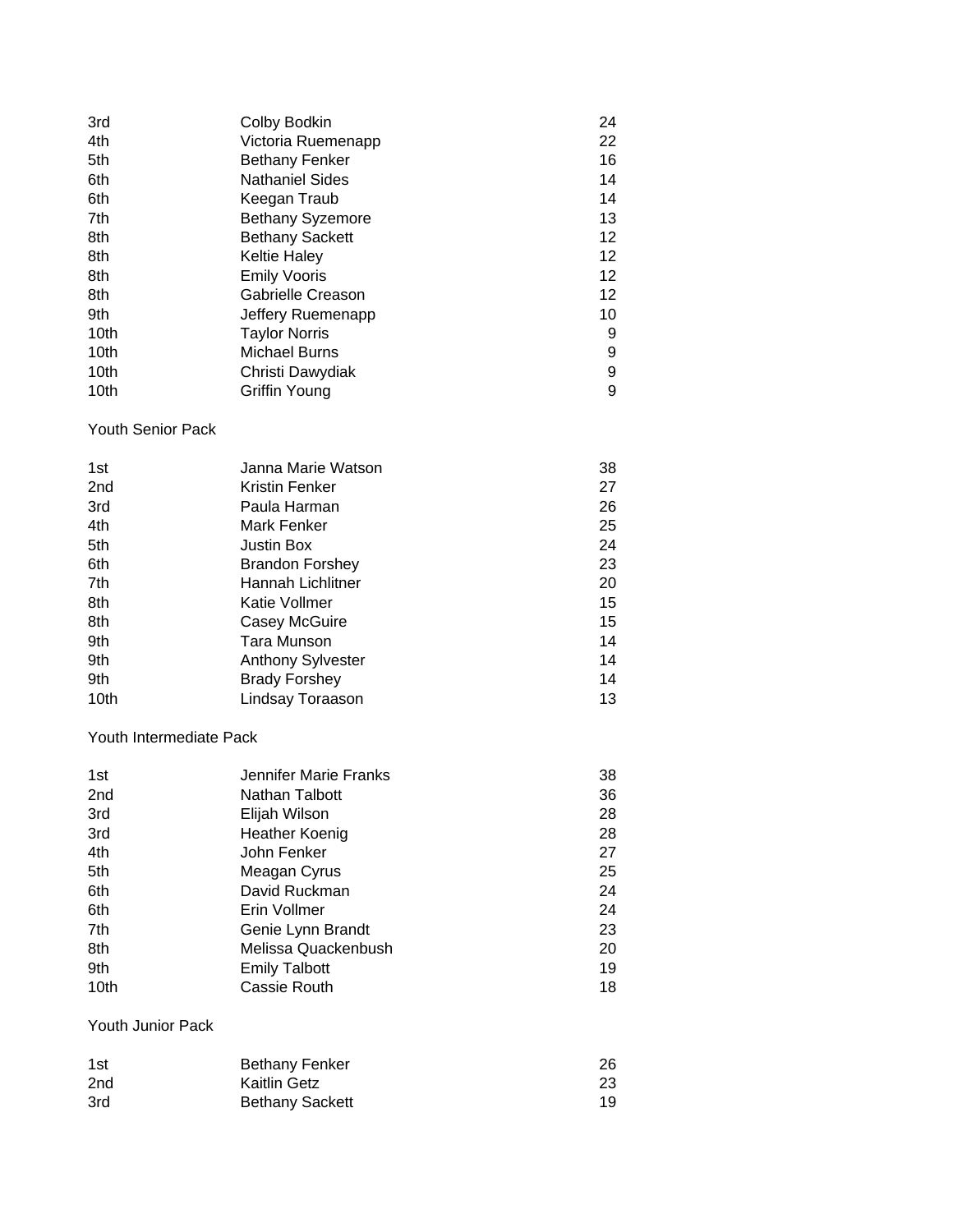| | | |
|---|---|---|
| 3rd | Colby Bodkin | 24 |
| 4th | Victoria Ruemenapp | 22 |
| 5th | Bethany Fenker | 16 |
| 6th | Nathaniel Sides | 14 |
| 6th | Keegan Traub | 14 |
| 7th | Bethany Syzemore | 13 |
| 8th | Bethany Sackett | 12 |
| 8th | Keltie Haley | 12 |
| 8th | Emily Vooris | 12 |
| 8th | Gabrielle Creason | 12 |
| 9th | Jeffery Ruemenapp | 10 |
| 10th | Taylor Norris | 9 |
| 10th | Michael Burns | 9 |
| 10th | Christi Dawydiak | 9 |
| 10th | Griffin Young | 9 |

Youth Senior Pack

| | | |
|---|---|---|
| 1st | Janna Marie Watson | 38 |
| 2nd | Kristin Fenker | 27 |
| 3rd | Paula Harman | 26 |
| 4th | Mark Fenker | 25 |
| 5th | Justin Box | 24 |
| 6th | Brandon Forshey | 23 |
| 7th | Hannah Lichlitner | 20 |
| 8th | Katie Vollmer | 15 |
| 8th | Casey McGuire | 15 |
| 9th | Tara Munson | 14 |
| 9th | Anthony Sylvester | 14 |
| 9th | Brady Forshey | 14 |
| 10th | Lindsay Toraason | 13 |

Youth Intermediate Pack

| | | |
|---|---|---|
| 1st | Jennifer Marie Franks | 38 |
| 2nd | Nathan Talbott | 36 |
| 3rd | Elijah Wilson | 28 |
| 3rd | Heather Koenig | 28 |
| 4th | John Fenker | 27 |
| 5th | Meagan Cyrus | 25 |
| 6th | David Ruckman | 24 |
| 6th | Erin Vollmer | 24 |
| 7th | Genie Lynn Brandt | 23 |
| 8th | Melissa Quackenbush | 20 |
| 9th | Emily Talbott | 19 |
| 10th | Cassie Routh | 18 |

Youth Junior Pack

| | | |
|---|---|---|
| 1st | Bethany Fenker | 26 |
| 2nd | Kaitlin Getz | 23 |
| 3rd | Bethany Sackett | 19 |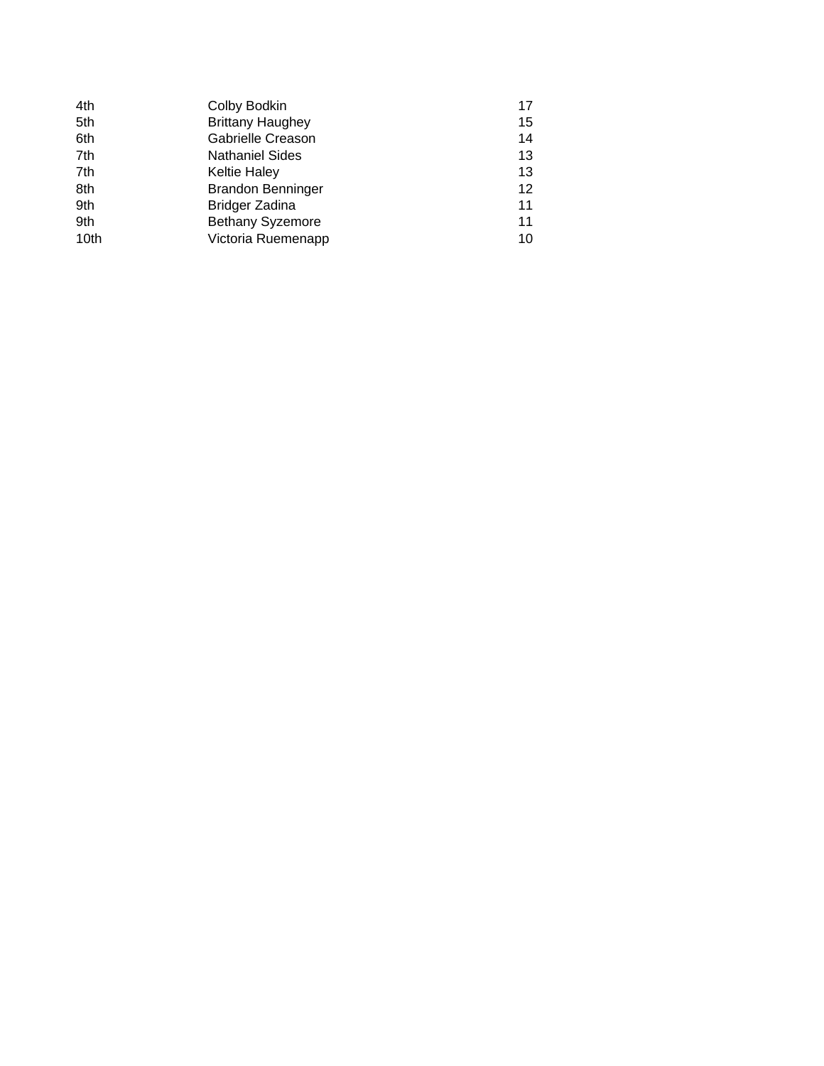| | | |
|---|---|---|
| 4th | Colby Bodkin | 17 |
| 5th | Brittany Haughey | 15 |
| 6th | Gabrielle Creason | 14 |
| 7th | Nathaniel Sides | 13 |
| 7th | Keltie Haley | 13 |
| 8th | Brandon Benninger | 12 |
| 9th | Bridger Zadina | 11 |
| 9th | Bethany Syzemore | 11 |
| 10th | Victoria Ruemenapp | 10 |